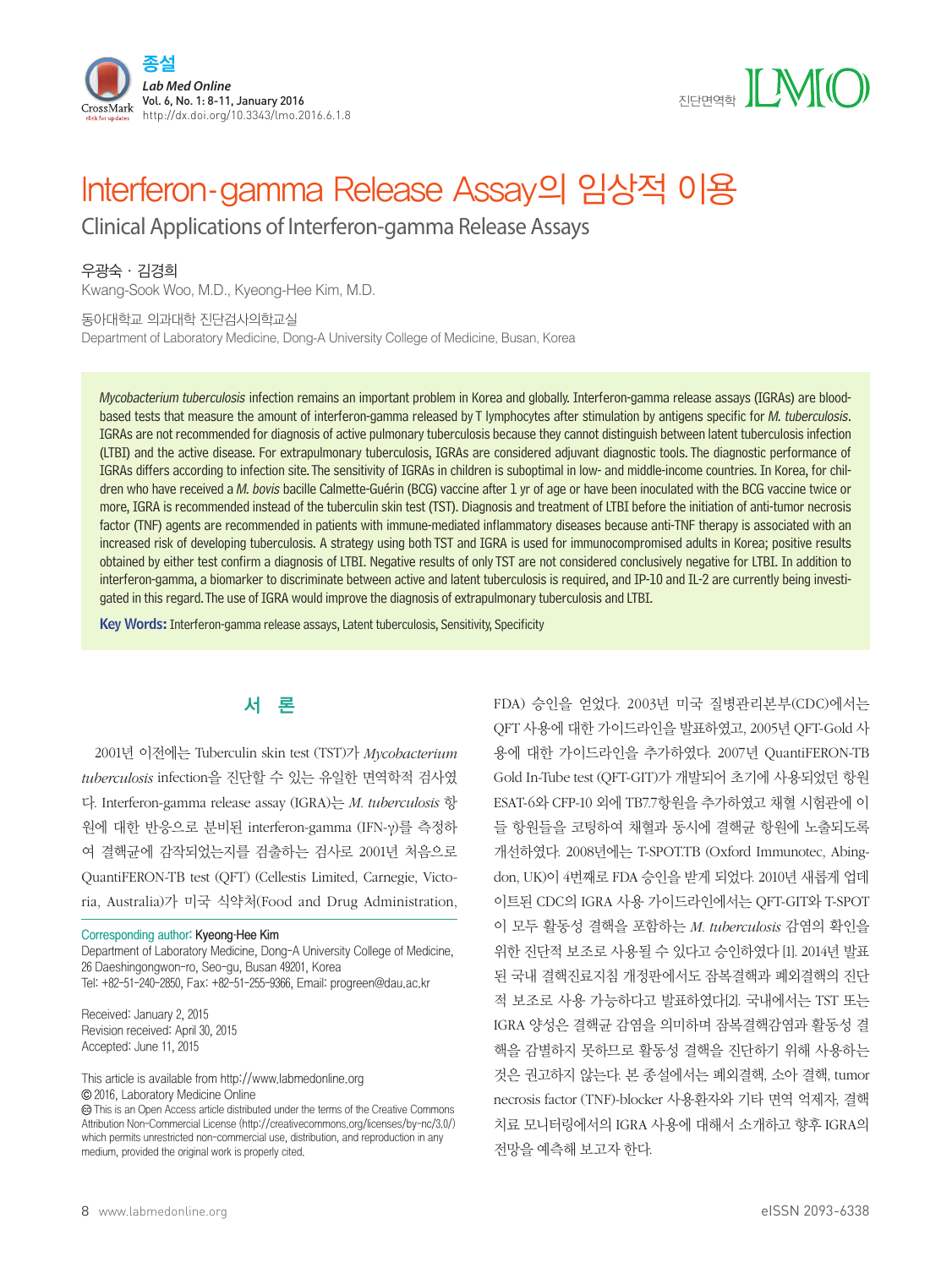# Interferon-gamma Release Assay의 임상적 이용

## Clinical Applications of Interferon-gamma Release Assays

우광숙 · 김경희
Kwang-Sook Woo, M.D., Kyeong-Hee Kim, M.D.

동아대학교 의과대학 진단검사의학교실
Department of Laboratory Medicine, Dong-A University College of Medicine, Busan, Korea

*Mycobacterium tuberculosis* infection remains an important problem in Korea and globally. Interferon-gamma release assays (IGRAs) are blood-based tests that measure the amount of interferon-gamma released by T lymphocytes after stimulation by antigens specific for *M. tuberculosis*. IGRAs are not recommended for diagnosis of active pulmonary tuberculosis because they cannot distinguish between latent tuberculosis infection (LTBI) and the active disease. For extrapulmonary tuberculosis, IGRAs are considered adjuvant diagnostic tools. The diagnostic performance of IGRAs differs according to infection site. The sensitivity of IGRAs in children is suboptimal in low- and middle-income countries. In Korea, for children who have received a *M. bovis* bacille Calmette-Guérin (BCG) vaccine after 1 yr of age or have been inoculated with the BCG vaccine twice or more, IGRA is recommended instead of the tuberculin skin test (TST). Diagnosis and treatment of LTBI before the initiation of anti-tumor necrosis factor (TNF) agents are recommended in patients with immune-mediated inflammatory diseases because anti-TNF therapy is associated with an increased risk of developing tuberculosis. A strategy using both TST and IGRA is used for immunocompromised adults in Korea; positive results obtained by either test confirm a diagnosis of LTBI. Negative results of only TST are not considered conclusively negative for LTBI. In addition to interferon-gamma, a biomarker to discriminate between active and latent tuberculosis is required, and IP-10 and IL-2 are currently being investigated in this regard. The use of IGRA would improve the diagnosis of extrapulmonary tuberculosis and LTBI.

**Key Words:** Interferon-gamma release assays, Latent tuberculosis, Sensitivity, Specificity

## 서 론

2001년 이전에는 Tuberculin skin test (TST)가 *Mycobacterium tuberculosis* infection을 진단할 수 있는 유일한 면역학적 검사였다. Interferon-gamma release assay (IGRA)는 *M. tuberculosis* 항원에 대한 반응으로 분비된 interferon-gamma (IFN-γ)를 측정하여 결핵균에 감작되었는지를 검출하는 검사로 2001년 처음으로 QuantiFERON-TB test (QFT) (Cellestis Limited, Carnegie, Victoria, Australia)가 미국 식약처(Food and Drug Administration, FDA) 승인을 얻었다. 2003년 미국 질병관리본부(CDC)에서는 QFT 사용에 대한 가이드라인을 발표하였고, 2005년 QFT-Gold 사용에 대한 가이드라인을 추가하였다. 2007년 QuantiFERON-TB Gold In-Tube test (QFT-GIT)가 개발되어 초기에 사용되었던 항원 ESAT-6와 CFP-10 외에 TB7.7항원을 추가하였고 채혈 시험관에 이들 항원들을 코팅하여 채혈과 동시에 결핵균 항원에 노출되도록 개선하였다. 2008년에는 T-SPOT.TB (Oxford Immunotec, Abingdon, UK)이 4번째로 FDA 승인을 받게 되었다. 2010년 새롭게 업데이트된 CDC의 IGRA 사용 가이드라인에서는 QFT-GIT와 T-SPOT이 모두 활동성 결핵을 포함하는 *M. tuberculosis* 감염의 확인을 위한 진단적 보조로 사용될 수 있다고 승인하였다 [1]. 2014년 발표된 국내 결핵진료지침 개정판에서도 잠복결핵과 폐외결핵의 진단적 보조로 사용 가능하다고 발표하였다[2]. 국내에서는 TST 또는 IGRA 양성은 결핵균 감염을 의미하며 잠복결핵감염과 활동성 결핵을 감별하지 못하므로 활동성 결핵을 진단하기 위해 사용하는 것은 권고하지 않는다. 본 종설에서는 폐외결핵, 소아 결핵, tumor necrosis factor (TNF)-blocker 사용환자와 기타 면역 억제자, 결핵 치료 모니터링에서의 IGRA 사용에 대해서 소개하고 향후 IGRA의 전망을 예측해 보고자 한다.

---

Corresponding author: Kyeong-Hee Kim
Department of Laboratory Medicine, Dong-A University College of Medicine, 26 Daeshingongwon-ro, Seo-gu, Busan 49201, Korea
Tel: +82-51-240-2850, Fax: +82-51-255-9366, Email: progreen@dau.ac.kr

Received: January 2, 2015
Revision received: April 30, 2015
Accepted: June 11, 2015

This article is available from http://www.labmedonline.org
© 2016, Laboratory Medicine Online
This is an Open Access article distributed under the terms of the Creative Commons Attribution Non-Commercial License (http://creativecommons.org/licenses/by-nc/3.0/) which permits unrestricted non-commercial use, distribution, and reproduction in any medium, provided the original work is properly cited.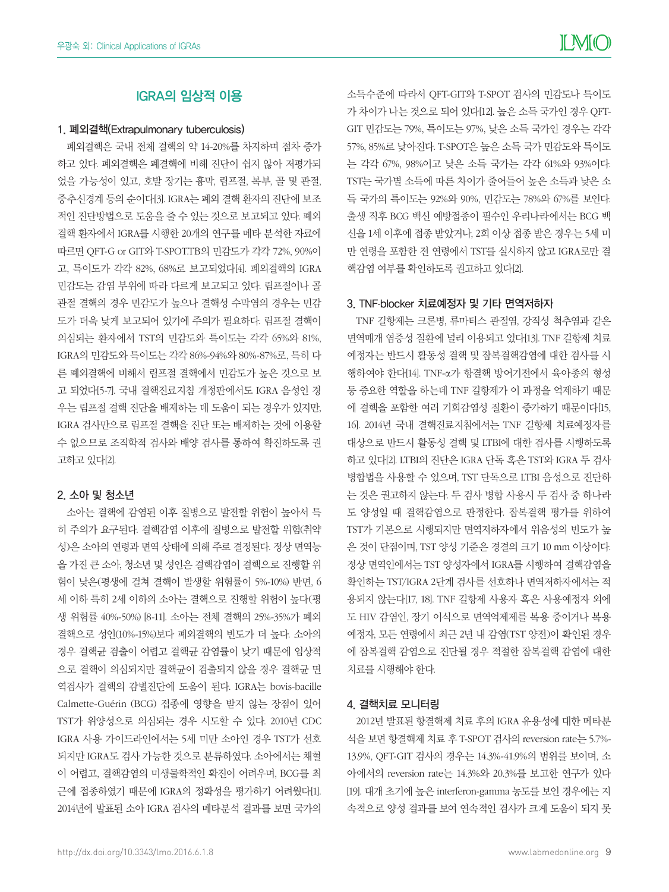## IGRA의 임상적 이용

### 1. 폐외결핵(Extrapulmonary tuberculosis)

폐외결핵은 국내 전체 결핵의 약 14-20%를 차지하며 점차 증가하고 있다. 폐외결핵은 폐결핵에 비해 진단이 쉽지 않아 저평가되었을 가능성이 있고, 호발 장기는 흉막, 림프절, 복부, 골 및 관절, 중추신경계 등의 순이다[3]. IGRA는 폐외 결핵 환자의 진단에 보조적인 진단방법으로 도움을 줄 수 있는 것으로 보고되고 있다. 폐외결핵 환자에서 IGRA를 시행한 20개의 연구를 메타 분석한 자료에 따르면 QFT-G or GIT와 T-SPOT.TB의 민감도가 각각 72%, 90%이고, 특이도가 각각 82%, 68%로 보고되었다[4]. 폐외결핵의 IGRA 민감도는 감염 부위에 따라 다르게 보고되고 있다. 림프절이나 골관절 결핵의 경우 민감도가 높으나 결핵성 수막염의 경우는 민감도가 더욱 낮게 보고되어 있기에 주의가 필요하다. 림프절 결핵이 의심되는 환자에서 TST의 민감도와 특이도는 각각 65%와 81%, IGRA의 민감도와 특이도는 각각 86%-94%와 80%-87%로, 특히 다른 폐외결핵에 비해서 림프절 결핵에서 민감도가 높은 것으로 보고 되었다[5-7]. 국내 결핵진료지침 개정판에서도 IGRA 음성인 경우는 림프절 결핵 진단을 배제하는 데 도움이 되는 경우가 있지만, IGRA 검사만으로 림프절 결핵을 진단 또는 배제하는 것에 이용할 수 없으므로 조직학적 검사와 배양 검사를 통하여 확진하도록 권고하고 있다[2].

### 2. 소아 및 청소년

소아는 결핵에 감염된 이후 질병으로 발전할 위험이 높아서 특히 주의가 요구된다. 결핵감염 이후에 질병으로 발전할 위험(취약성)은 소아의 연령과 면역 상태에 의해 주로 결정된다. 정상 면역능을 가진 큰 소아, 청소년 및 성인은 결핵감염이 결핵으로 진행할 위험이 낮은(평생에 걸쳐 결핵이 발생할 위험률이 5%-10%) 반면, 6세 이하 특히 2세 이하의 소아는 결핵으로 진행할 위험이 높다(평생 위험률 40%-50%) [8-11]. 소아는 전체 결핵의 25%-35%가 폐외결핵으로 성인(10%-15%)보다 폐외결핵의 빈도가 더 높다. 소아의 경우 결핵균 검출이 어렵고 결핵균 감염률이 낮기 때문에 임상적으로 결핵이 의심되지만 결핵균이 검출되지 않을 경우 결핵균 면역검사가 결핵의 감별진단에 도움이 된다. IGRA는 bovis-bacille Calmette-Guérin (BCG) 접종에 영향을 받지 않는 장점이 있어 TST가 위양성으로 의심되는 경우 시도할 수 있다. 2010년 CDC IGRA 사용 가이드라인에서는 5세 미만 소아인 경우 TST가 선호되지만 IGRA도 검사 가능한 것으로 분류하였다. 소아에서는 채혈이 어렵고, 결핵감염의 미생물학적인 확인이 어려우며, BCG를 최근에 접종하였기 때문에 IGRA의 정확성을 평가하기 어려웠다[1]. 2014년에 발표된 소아 IGRA 검사의 메타분석 결과를 보면 국가의 소득수준에 따라서 QFT-GIT와 T-SPOT 검사의 민감도나 특이도가 차이가 나는 것으로 되어 있다[12]. 높은 소득 국가인 경우 QFT-GIT 민감도는 79%, 특이도는 97%, 낮은 소득 국가인 경우는 각각 57%, 85%로 낮아진다. T-SPOT은 높은 소득 국가 민감도와 특이도는 각각 67%, 98%이고 낮은 소득 국가는 각각 61%와 93%이다. TST는 국가별 소득에 따른 차이가 줄어들어 높은 소득과 낮은 소득 국가의 특이도는 92%와 90%, 민감도는 78%와 67%를 보인다. 출생 직후 BCG 백신 예방접종이 필수인 우리나라에서는 BCG 백신을 1세 이후에 접종 받았거나, 2회 이상 접종 받은 경우는 5세 미만 연령을 포함한 전 연령에서 TST를 실시하지 않고 IGRA로만 결핵감염 여부를 확인하도록 권고하고 있다[2].

### 3. TNF-blocker 치료예정자 및 기타 면역저하자

TNF 길항제는 크론병, 류마티스 관절염, 강직성 척추염과 같은 면역매개 염증성 질환에 널리 이용되고 있다[13]. TNF 길항제 치료예정자는 반드시 활동성 결핵 및 잠복결핵감염에 대한 검사를 시행하여야 한다[14]. TNF-α가 항결핵 방어기전에서 육아종의 형성 등 중요한 역할을 하는데 TNF 길항제가 이 과정을 억제하기 때문에 결핵을 포함한 여러 기회감염성 질환이 증가하기 때문이다[15, 16]. 2014년 국내 결핵진료지침에서는 TNF 길항제 치료예정자를 대상으로 반드시 활동성 결핵 및 LTBI에 대한 검사를 시행하도록 하고 있다[2]. LTBI의 진단은 IGRA 단독 혹은 TST와 IGRA 두 검사 병합법을 사용할 수 있으며, TST 단독으로 LTBI 음성으로 진단하는 것은 권고하지 않는다. 두 검사 병합 사용시 두 검사 중 하나라도 양성일 때 결핵감염으로 판정한다. 잠복결핵 평가를 위하여 TST가 기본으로 시행되지만 면역저하자에서 위음성의 빈도가 높은 것이 단점이며, TST 양성 기준은 경결의 크기 10 mm 이상이다. 정상 면역인에서는 TST 양성자에서 IGRA를 시행하여 결핵감염을 확인하는 TST/IGRA 2단계 검사를 선호하나 면역저하자에서는 적용되지 않는다[17, 18]. TNF 길항제 사용자 혹은 사용예정자 외에도 HIV 감염인, 장기 이식으로 면역억제제를 복용 중이거나 복용 예정자, 모든 연령에서 최근 2년 내 감염(TST 양전)이 확인된 경우에 잠복결핵 감염으로 진단될 경우 적절한 잠복결핵 감염에 대한 치료를 시행해야 한다.

### 4. 결핵치료 모니터링

2012년 발표된 항결핵제 치료 후의 IGRA 유용성에 대한 메타분석을 보면 항결핵제 치료 후 T-SPOT 검사의 reversion rate는 5.7%-13.9%, QFT-GIT 검사의 경우는 14.3%-41.9%의 범위를 보이며, 소아에서의 reversion rate는 14.3%와 20.3%를 보고한 연구가 있다[19]. 대개 초기에 높은 interferon-gamma 농도를 보인 경우에는 지속적으로 양성 결과를 보여 연속적인 검사가 크게 도움이 되지 못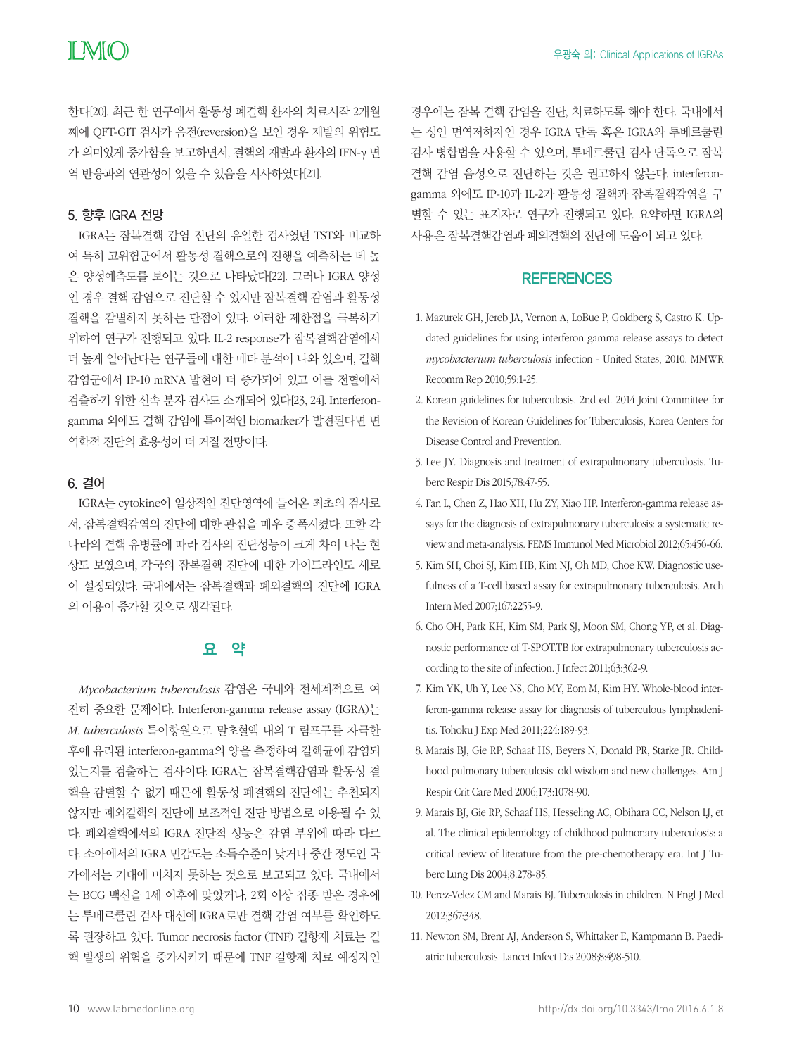한다[20]. 최근 한 연구에서 활동성 폐결핵 환자의 치료시작 2개월째에 QFT-GIT 검사가 음전(reversion)을 보인 경우 재발의 위험도가 의미있게 증가함을 보고하면서, 결핵의 재발과 환자의 IFN-γ 면역 반응과의 연관성이 있을 수 있음을 시사하였다[21].

## 5. 향후 IGRA 전망

IGRA는 잠복결핵 감염 진단의 유일한 검사였던 TST와 비교하여 특히 고위험군에서 활동성 결핵으로의 진행을 예측하는 데 높은 양성예측도를 보이는 것으로 나타났다[22]. 그러나 IGRA 양성인 경우 결핵 감염으로 진단할 수 있지만 잠복결핵 감염과 활동성 결핵을 감별하지 못하는 단점이 있다. 이러한 제한점을 극복하기 위하여 연구가 진행되고 있다. IL-2 response가 잠복결핵감염에서 더 높게 일어난다는 연구들에 대한 메타 분석이 나와 있으며, 결핵 감염군에서 IP-10 mRNA 발현이 더 증가되어 있고 이를 전혈에서 검출하기 위한 신속 분자 검사도 소개되어 있다[23, 24]. Interferon-gamma 외에도 결핵 감염에 특이적인 biomarker가 발견된다면 면역학적 진단의 효용성이 더 커질 전망이다.

## 6. 결어

IGRA는 cytokine이 일상적인 진단영역에 들어온 최초의 검사로서, 잠복결핵감염의 진단에 대한 관심을 매우 증폭시켰다. 또한 각 나라의 결핵 유병률에 따라 검사의 진단성능이 크게 차이 나는 현상도 보였으며, 각국의 잠복결핵 진단에 대한 가이드라인도 새로이 설정되었다. 국내에서는 잠복결핵과 폐외결핵의 진단에 IGRA의 이용이 증가할 것으로 생각된다.

## 요 약

*Mycobacterium tuberculosis* 감염은 국내와 전세계적으로 여전히 중요한 문제이다. Interferon-gamma release assay (IGRA)는 *M. tuberculosis* 특이항원으로 말초혈액 내의 T 림프구를 자극한 후에 유리된 interferon-gamma의 양을 측정하여 결핵균에 감염되었는지를 검출하는 검사이다. IGRA는 잠복결핵감염과 활동성 결핵을 감별할 수 없기 때문에 활동성 폐결핵의 진단에는 추천되지 않지만 폐외결핵의 진단에 보조적인 진단 방법으로 이용될 수 있다. 폐외결핵에서의 IGRA 진단적 성능은 감염 부위에 따라 다르다. 소아에서의 IGRA 민감도는 소득수준이 낮거나 중간 정도인 국가에서는 기대에 미치지 못하는 것으로 보고되고 있다. 국내에서는 BCG 백신을 1세 이후에 맞았거나, 2회 이상 접종 받은 경우에는 투베르쿨린 검사 대신에 IGRA로만 결핵 감염 여부를 확인하도록 권장하고 있다. Tumor necrosis factor (TNF) 길항제 치료는 결핵 발생의 위험을 증가시키기 때문에 TNF 길항제 치료 예정자인 경우에는 잠복 결핵 감염을 진단, 치료하도록 해야 한다. 국내에서는 성인 면역저하자인 경우 IGRA 단독 혹은 IGRA와 투베르쿨린 검사 병합법을 사용할 수 있으며, 투베르쿨린 검사 단독으로 잠복결핵 감염 음성으로 진단하는 것은 권고하지 않는다. interferon-gamma 외에도 IP-10과 IL-2가 활동성 결핵과 잠복결핵감염을 구별할 수 있는 표지자로 연구가 진행되고 있다. 요약하면 IGRA의 사용은 잠복결핵감염과 폐외결핵의 진단에 도움이 되고 있다.

## REFERENCES

1. Mazurek GH, Jereb JA, Vernon A, LoBue P, Goldberg S, Castro K. Updated guidelines for using interferon gamma release assays to detect *mycobacterium tuberculosis* infection - United States, 2010. MMWR Recomm Rep 2010;59:1-25.
2. Korean guidelines for tuberculosis. 2nd ed. 2014 Joint Committee for the Revision of Korean Guidelines for Tuberculosis, Korea Centers for Disease Control and Prevention.
3. Lee JY. Diagnosis and treatment of extrapulmonary tuberculosis. Tuberc Respir Dis 2015;78:47-55.
4. Fan L, Chen Z, Hao XH, Hu ZY, Xiao HP. Interferon-gamma release assays for the diagnosis of extrapulmonary tuberculosis: a systematic review and meta-analysis. FEMS Immunol Med Microbiol 2012;65:456-66.
5. Kim SH, Choi SJ, Kim HB, Kim NJ, Oh MD, Choe KW. Diagnostic usefulness of a T-cell based assay for extrapulmonary tuberculosis. Arch Intern Med 2007;167:2255-9.
6. Cho OH, Park KH, Kim SM, Park SJ, Moon SM, Chong YP, et al. Diagnostic performance of T-SPOT.TB for extrapulmonary tuberculosis according to the site of infection. J Infect 2011;63:362-9.
7. Kim YK, Uh Y, Lee NS, Cho MY, Eom M, Kim HY. Whole-blood interferon-gamma release assay for diagnosis of tuberculous lymphadenitis. Tohoku J Exp Med 2011;224:189-93.
8. Marais BJ, Gie RP, Schaaf HS, Beyers N, Donald PR, Starke JR. Childhood pulmonary tuberculosis: old wisdom and new challenges. Am J Respir Crit Care Med 2006;173:1078-90.
9. Marais BJ, Gie RP, Schaaf HS, Hesseling AC, Obihara CC, Nelson LJ, et al. The clinical epidemiology of childhood pulmonary tuberculosis: a critical review of literature from the pre-chemotherapy era. Int J Tuberc Lung Dis 2004;8:278-85.
10. Perez-Velez CM and Marais BJ. Tuberculosis in children. N Engl J Med 2012;367:348.
11. Newton SM, Brent AJ, Anderson S, Whittaker E, Kampmann B. Paediatric tuberculosis. Lancet Infect Dis 2008;8:498-510.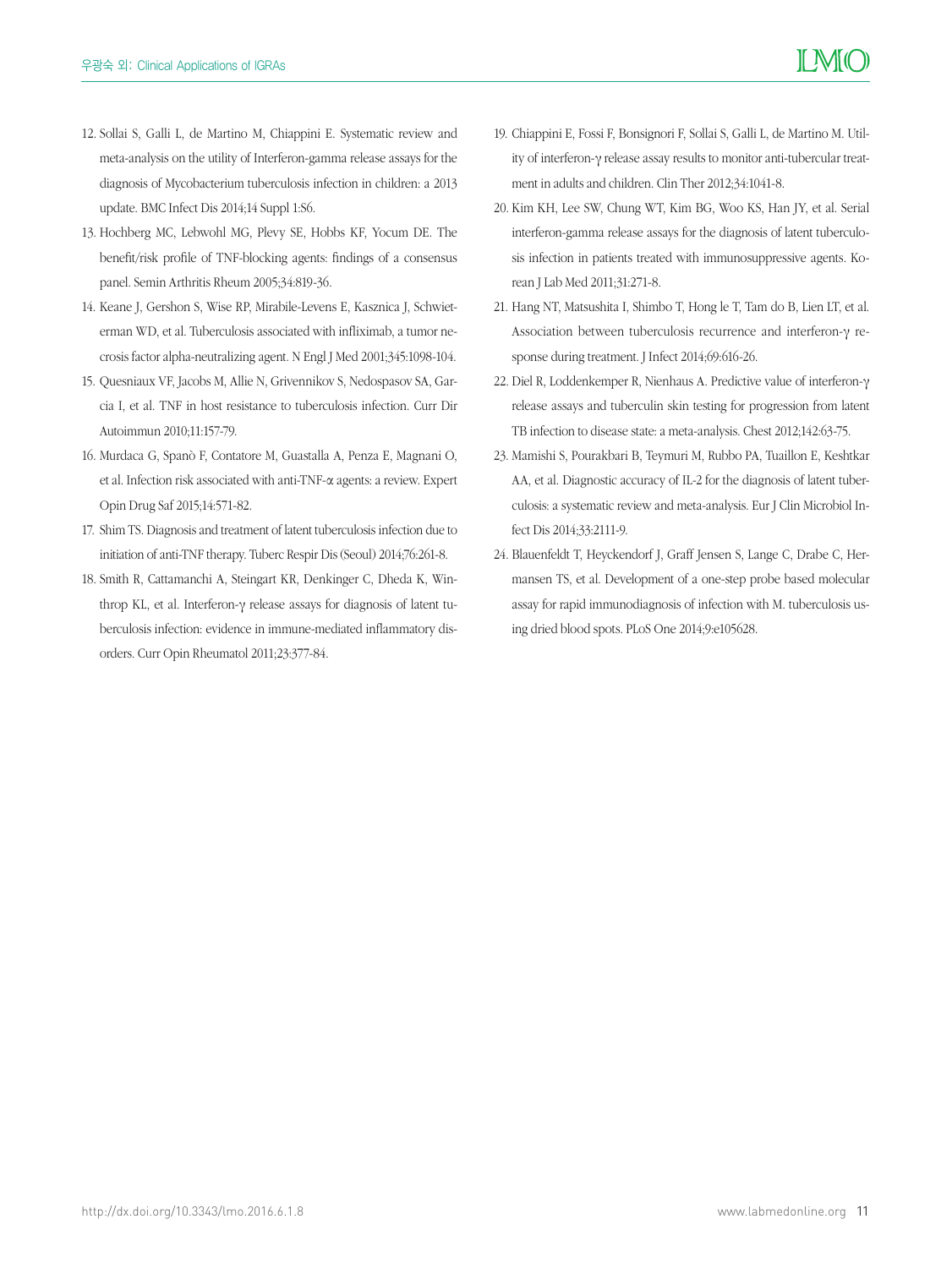12. Sollai S, Galli L, de Martino M, Chiappini E. Systematic review and meta-analysis on the utility of Interferon-gamma release assays for the diagnosis of Mycobacterium tuberculosis infection in children: a 2013 update. BMC Infect Dis 2014;14 Suppl 1:S6.
13. Hochberg MC, Lebwohl MG, Plevy SE, Hobbs KF, Yocum DE. The benefit/risk profile of TNF-blocking agents: findings of a consensus panel. Semin Arthritis Rheum 2005;34:819-36.
14. Keane J, Gershon S, Wise RP, Mirabile-Levens E, Kasznica J, Schwieterman WD, et al. Tuberculosis associated with infliximab, a tumor necrosis factor alpha-neutralizing agent. N Engl J Med 2001;345:1098-104.
15. Quesniaux VF, Jacobs M, Allie N, Grivennikov S, Nedospasov SA, Garcia I, et al. TNF in host resistance to tuberculosis infection. Curr Dir Autoimmun 2010;11:157-79.
16. Murdaca G, Spanò F, Contatore M, Guastalla A, Penza E, Magnani O, et al. Infection risk associated with anti-TNF-α agents: a review. Expert Opin Drug Saf 2015;14:571-82.
17. Shim TS. Diagnosis and treatment of latent tuberculosis infection due to initiation of anti-TNF therapy. Tuberc Respir Dis (Seoul) 2014;76:261-8.
18. Smith R, Cattamanchi A, Steingart KR, Denkinger C, Dheda K, Winthrop KL, et al. Interferon-γ release assays for diagnosis of latent tuberculosis infection: evidence in immune-mediated inflammatory disorders. Curr Opin Rheumatol 2011;23:377-84.
19. Chiappini E, Fossi F, Bonsignori F, Sollai S, Galli L, de Martino M. Utility of interferon-γ release assay results to monitor anti-tubercular treatment in adults and children. Clin Ther 2012;34:1041-8.
20. Kim KH, Lee SW, Chung WT, Kim BG, Woo KS, Han JY, et al. Serial interferon-gamma release assays for the diagnosis of latent tuberculosis infection in patients treated with immunosuppressive agents. Korean J Lab Med 2011;31:271-8.
21. Hang NT, Matsushita I, Shimbo T, Hong le T, Tam do B, Lien LT, et al. Association between tuberculosis recurrence and interferon-γ response during treatment. J Infect 2014;69:616-26.
22. Diel R, Loddenkemper R, Nienhaus A. Predictive value of interferon-γ release assays and tuberculin skin testing for progression from latent TB infection to disease state: a meta-analysis. Chest 2012;142:63-75.
23. Mamishi S, Pourakbari B, Teymuri M, Rubbo PA, Tuaillon E, Keshtkar AA, et al. Diagnostic accuracy of IL-2 for the diagnosis of latent tuberculosis: a systematic review and meta-analysis. Eur J Clin Microbiol Infect Dis 2014;33:2111-9.
24. Blauenfeldt T, Heyckendorf J, Graff Jensen S, Lange C, Drabe C, Hermansen TS, et al. Development of a one-step probe based molecular assay for rapid immunodiagnosis of infection with M. tuberculosis using dried blood spots. PLoS One 2014;9:e105628.